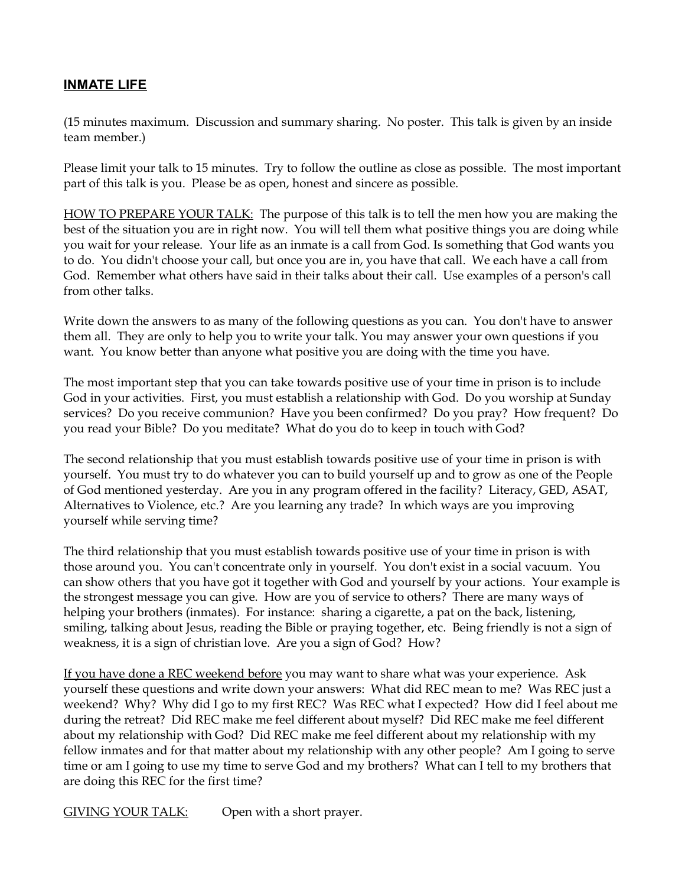## INMATE LIFE

(15 minutes maximum. Discussion and summary sharing. No poster. This talk is given by an inside team member.)

Please limit your talk to 15 minutes. Try to follow the outline as close as possible. The most important part of this talk is you. Please be as open, honest and sincere as possible.

<u>HOW TO PREPARE YOUR TALK:</u> The purpose of this talk is to tell the men how you are making the best of the situation you are in right now. You will tell them what positive things you are doing while you wait for your release. Your life as an inmate is a call from God. Is something that God wants you to do. You didn't choose your call, but once you are in, you have that call. We each have a call from God. Remember what others have said in their talks about their call. Use examples of a person's call from other talks.

Write down the answers to as many of the following questions as you can. You don't have to answer them all. They are only to help you to write your talk. You may answer your own questions if you want. You know better than anyone what positive you are doing with the time you have.

The most important step that you can take towards positive use of your time in prison is to include God in your activities. First, you must establish a relationship with God. Do you worship at Sunday services? Do you receive communion? Have you been confirmed? Do you pray? How frequent? Do you read your Bible? Do you meditate? What do you do to keep in touch with God?

The second relationship that you must establish towards positive use of your time in prison is with yourself. You must try to do whatever you can to build yourself up and to grow as one of the People of God mentioned yesterday. Are you in any program offered in the facility? Literacy, GED, ASAT, Alternatives to Violence, etc.? Are you learning any trade? In which ways are you improving yourself while serving time?

The third relationship that you must establish towards positive use of your time in prison is with those around you. You can't concentrate only in yourself. You don't exist in a social vacuum. You can show others that you have got it together with God and yourself by your actions. Your example is the strongest message you can give. How are you of service to others? There are many ways of helping your brothers (inmates). For instance: sharing a cigarette, a pat on the back, listening, smiling, talking about Jesus, reading the Bible or praying together, etc. Being friendly is not a sign of weakness, it is a sign of christian love. Are you a sign of God? How?

<u>If you have done a REC weekend before</u> you may want to share what was your experience. Ask yourself these questions and write down your answers: What did REC mean to me? Was REC just a weekend? Why? Why did I go to my first REC? Was REC what I expected? How did I feel about me during the retreat? Did REC make me feel different about myself? Did REC make me feel different about my relationship with God? Did REC make me feel different about my relationship with my fellow inmates and for that matter about my relationship with any other people? Am I going to serve time or am I going to use my time to serve God and my brothers? What can I tell to my brothers that are doing this REC for the first time?

<u>GIVING YOUR TALK:</u> Open with a short prayer.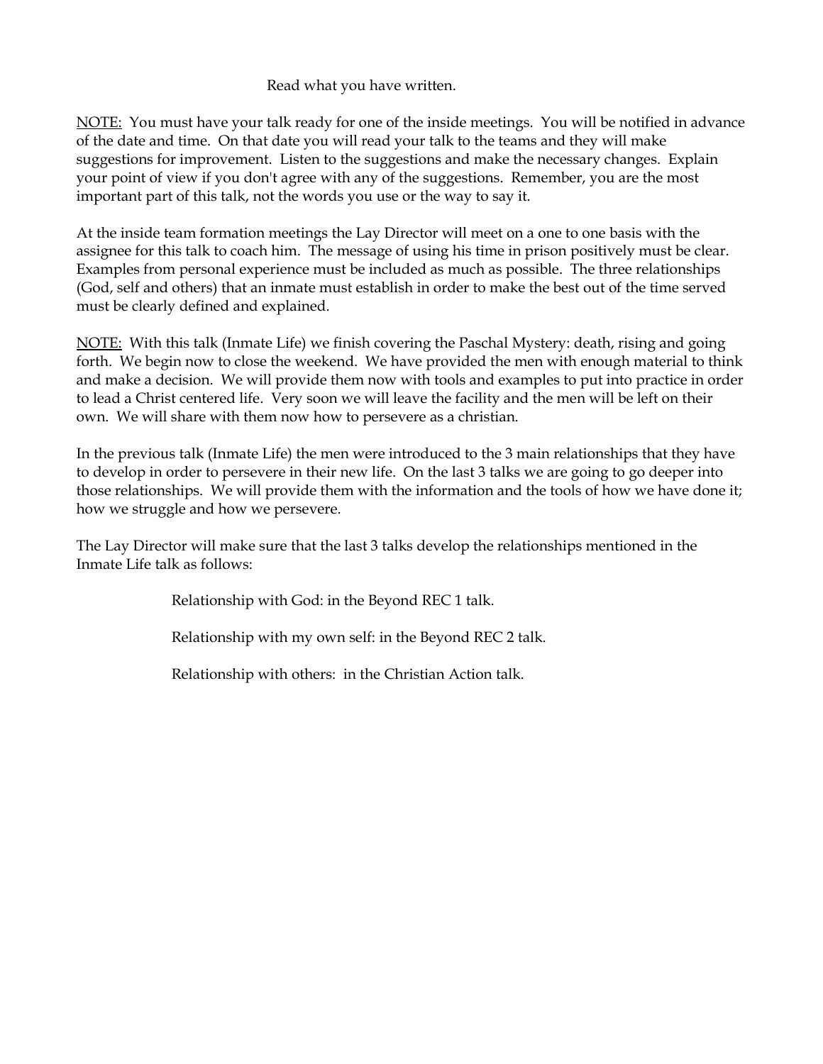Read what you have written.

<u>NOTE:</u> You must have your talk ready for one of the inside meetings. You will be notified in advance of the date and time. On that date you will read your talk to the teams and they will make suggestions for improvement. Listen to the suggestions and make the necessary changes. Explain your point of view if you don't agree with any of the suggestions. Remember, you are the most important part of this talk, not the words you use or the way to say it.

At the inside team formation meetings the Lay Director will meet on a one to one basis with the assignee for this talk to coach him. The message of using his time in prison positively must be clear. Examples from personal experience must be included as much as possible. The three relationships (God, self and others) that an inmate must establish in order to make the best out of the time served must be clearly defined and explained.

<u>NOTE:</u> With this talk (Inmate Life) we finish covering the Paschal Mystery: death, rising and going forth. We begin now to close the weekend. We have provided the men with enough material to think and make a decision. We will provide them now with tools and examples to put into practice in order to lead a Christ centered life. Very soon we will leave the facility and the men will be left on their own. We will share with them now how to persevere as a christian.

In the previous talk (Inmate Life) the men were introduced to the 3 main relationships that they have to develop in order to persevere in their new life. On the last 3 talks we are going to go deeper into those relationships. We will provide them with the information and the tools of how we have done it; how we struggle and how we persevere.

The Lay Director will make sure that the last 3 talks develop the relationships mentioned in the Inmate Life talk as follows:

Relationship with God: in the Beyond REC 1 talk.

Relationship with my own self: in the Beyond REC 2 talk.

Relationship with others: in the Christian Action talk.